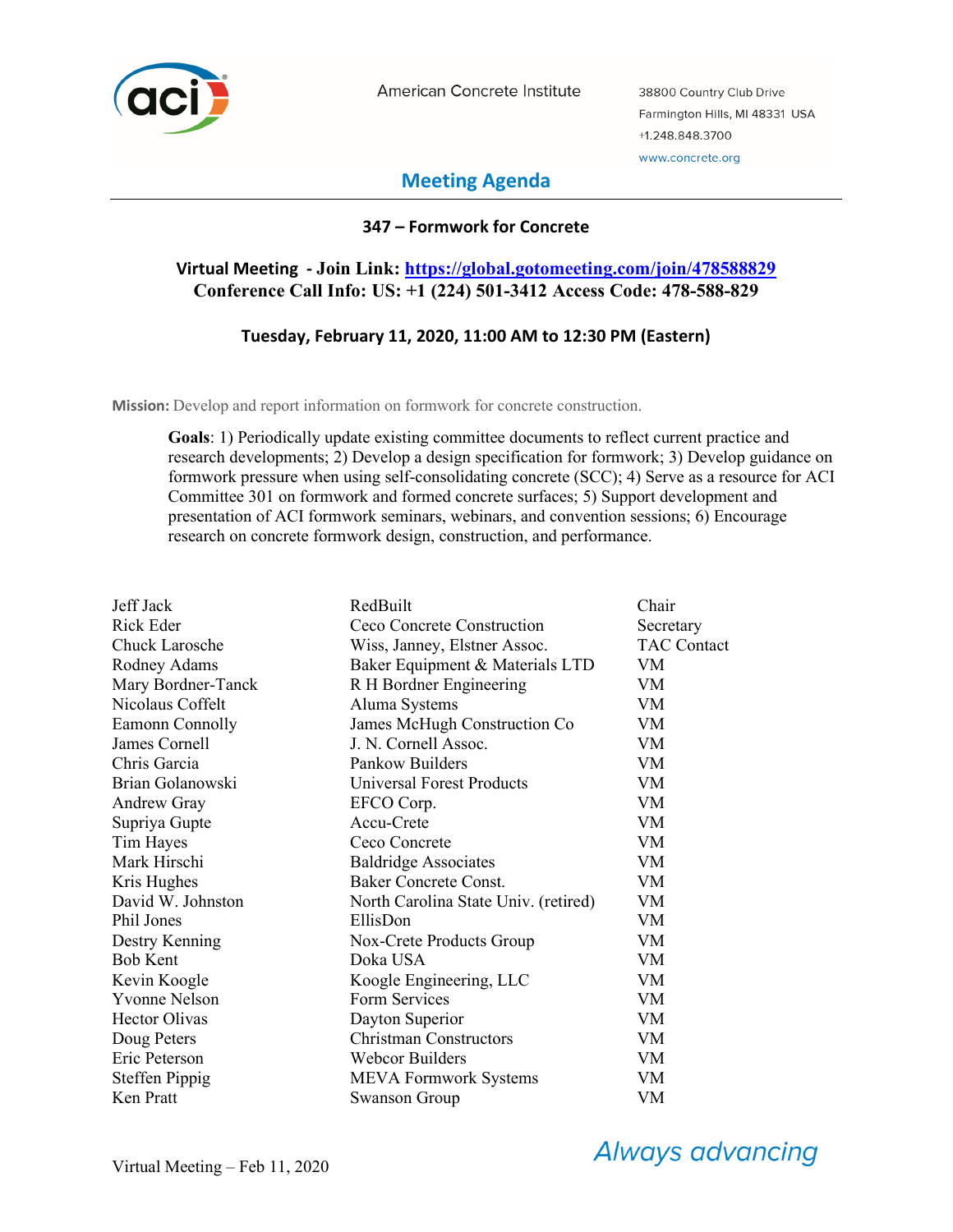American Concrete Institute

38800 Country Club Drive
Farmington Hills, MI 48331 USA
+1.248.848.3700
www.concrete.org

# Meeting Agenda

## 347 – Formwork for Concrete

**Virtual Meeting - Join Link: https://global.gotomeeting.com/join/478588829**
**Conference Call Info: US: +1 (224) 501-3412 Access Code: 478-588-829**

**Tuesday, February 11, 2020, 11:00 AM to 12:30 PM (Eastern)**

**Mission:** Develop and report information on formwork for concrete construction.

**Goals**: 1) Periodically update existing committee documents to reflect current practice and research developments; 2) Develop a design specification for formwork; 3) Develop guidance on formwork pressure when using self-consolidating concrete (SCC); 4) Serve as a resource for ACI Committee 301 on formwork and formed concrete surfaces; 5) Support development and presentation of ACI formwork seminars, webinars, and convention sessions; 6) Encourage research on concrete formwork design, construction, and performance.

| Name | Affiliation | Role |
|---|---|---|
| Jeff Jack | RedBuilt | Chair |
| Rick Eder | Ceco Concrete Construction | Secretary |
| Chuck Larosche | Wiss, Janney, Elstner Assoc. | TAC Contact |
| Rodney Adams | Baker Equipment & Materials LTD | VM |
| Mary Bordner-Tanck | R H Bordner Engineering | VM |
| Nicolaus Coffelt | Aluma Systems | VM |
| Eamonn Connolly | James McHugh Construction Co | VM |
| James Cornell | J. N. Cornell Assoc. | VM |
| Chris Garcia | Pankow Builders | VM |
| Brian Golanowski | Universal Forest Products | VM |
| Andrew Gray | EFCO Corp. | VM |
| Supriya Gupte | Accu-Crete | VM |
| Tim Hayes | Ceco Concrete | VM |
| Mark Hirschi | Baldridge Associates | VM |
| Kris Hughes | Baker Concrete Const. | VM |
| David W. Johnston | North Carolina State Univ. (retired) | VM |
| Phil Jones | EllisDon | VM |
| Destry Kenning | Nox-Crete Products Group | VM |
| Bob Kent | Doka USA | VM |
| Kevin Koogle | Koogle Engineering, LLC | VM |
| Yvonne Nelson | Form Services | VM |
| Hector Olivas | Dayton Superior | VM |
| Doug Peters | Christman Constructors | VM |
| Eric Peterson | Webcor Builders | VM |
| Steffen Pippig | MEVA Formwork Systems | VM |
| Ken Pratt | Swanson Group | VM |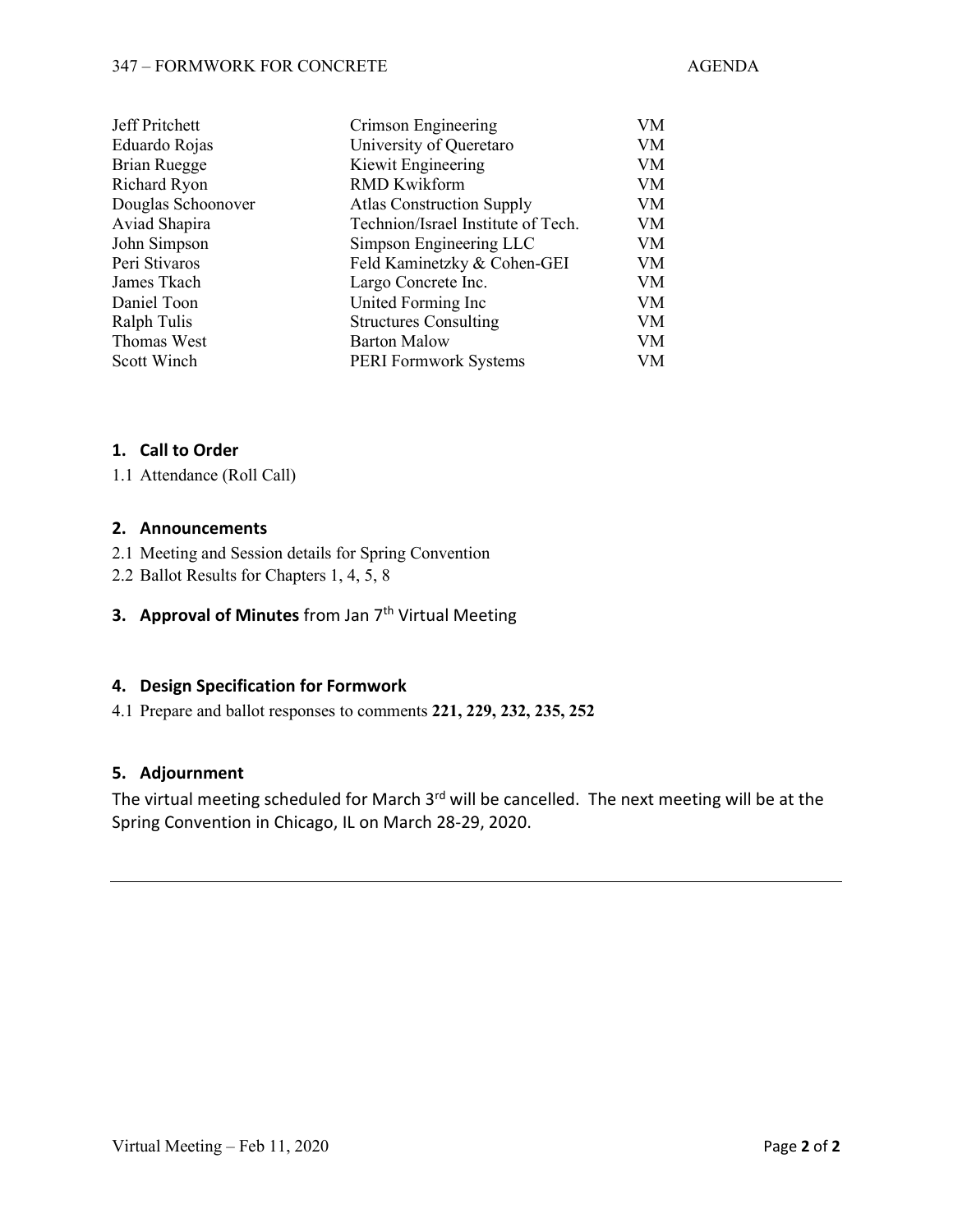| | | |
|---|---|---|
| Jeff Pritchett | Crimson Engineering | VM |
| Eduardo Rojas | University of Queretaro | VM |
| Brian Ruegge | Kiewit Engineering | VM |
| Richard Ryon | RMD Kwikform | VM |
| Douglas Schoonover | Atlas Construction Supply | VM |
| Aviad Shapira | Technion/Israel Institute of Tech. | VM |
| John Simpson | Simpson Engineering LLC | VM |
| Peri Stivaros | Feld Kaminetzky & Cohen-GEI | VM |
| James Tkach | Largo Concrete Inc. | VM |
| Daniel Toon | United Forming Inc | VM |
| Ralph Tulis | Structures Consulting | VM |
| Thomas West | Barton Malow | VM |
| Scott Winch | PERI Formwork Systems | VM |

### 1. Call to Order

1.1 Attendance (Roll Call)

### 2. Announcements

2.1 Meeting and Session details for Spring Convention

2.2 Ballot Results for Chapters 1, 4, 5, 8

### 3. Approval of Minutes from Jan 7th Virtual Meeting

### 4. Design Specification for Formwork

4.1 Prepare and ballot responses to comments **221, 229, 232, 235, 252**

### 5. Adjournment

The virtual meeting scheduled for March 3rd will be cancelled. The next meeting will be at the Spring Convention in Chicago, IL on March 28-29, 2020.

---